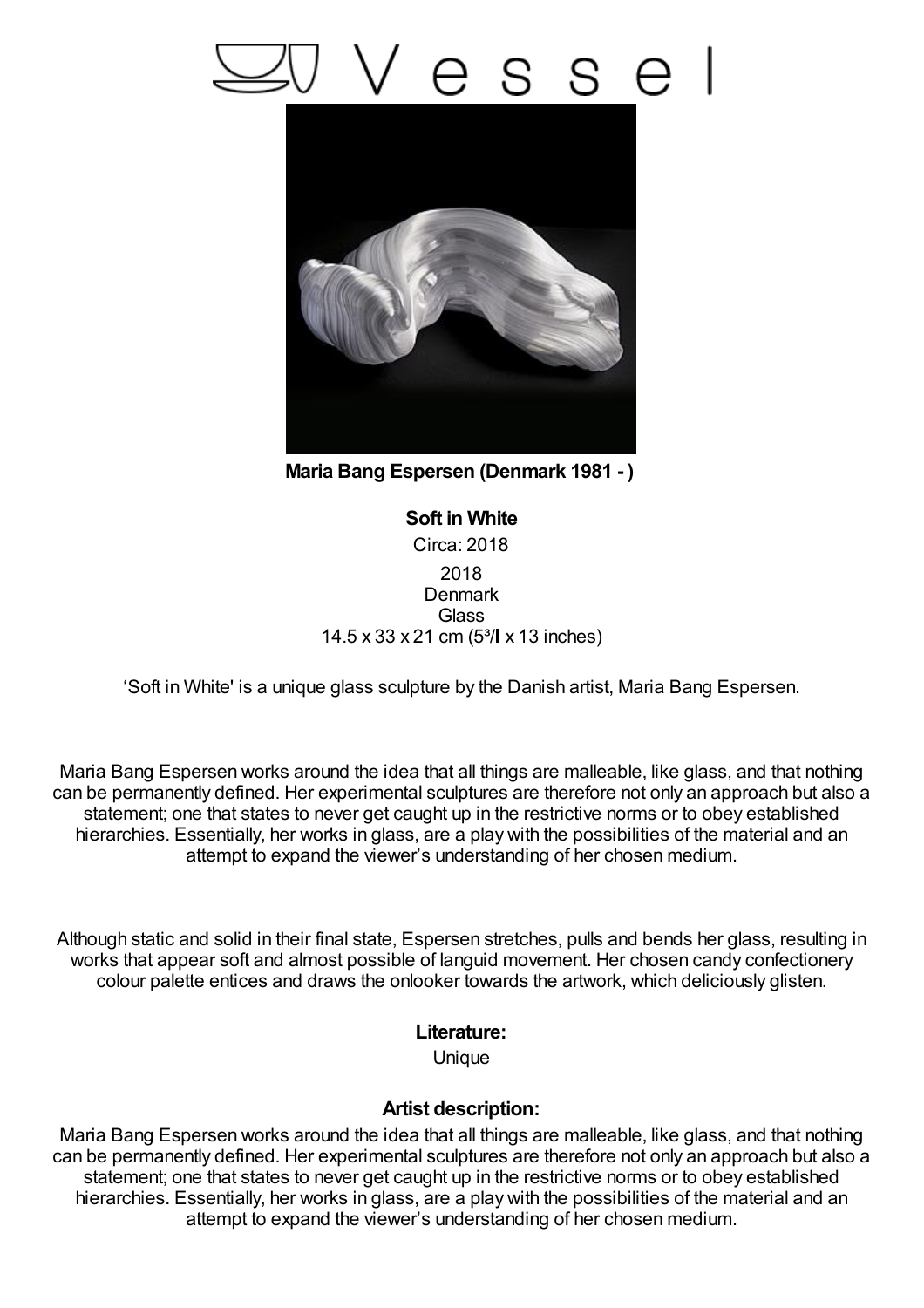# Vessel

**Maria Bang Espersen (Denmark 1981 - )**

**Soft in White**

Circa: 2018

2018
Denmark
Glass
14.5 x 33 x 21 cm (5³/ x 13 inches)

'Soft in White' is a unique glass sculpture by the Danish artist, Maria Bang Espersen.

Maria Bang Espersen works around the idea that all things are malleable, like glass, and that nothing can be permanently defined. Her experimental sculptures are therefore not only an approach but also a statement; one that states to never get caught up in the restrictive norms or to obey established hierarchies. Essentially, her works in glass, are a play with the possibilities of the material and an attempt to expand the viewer's understanding of her chosen medium.

Although static and solid in their final state, Espersen stretches, pulls and bends her glass, resulting in works that appear soft and almost possible of languid movement. Her chosen candy confectionery colour palette entices and draws the onlooker towards the artwork, which deliciously glisten.

**Literature:**

Unique

**Artist description:**

Maria Bang Espersen works around the idea that all things are malleable, like glass, and that nothing can be permanently defined. Her experimental sculptures are therefore not only an approach but also a statement; one that states to never get caught up in the restrictive norms or to obey established hierarchies. Essentially, her works in glass, are a play with the possibilities of the material and an attempt to expand the viewer's understanding of her chosen medium.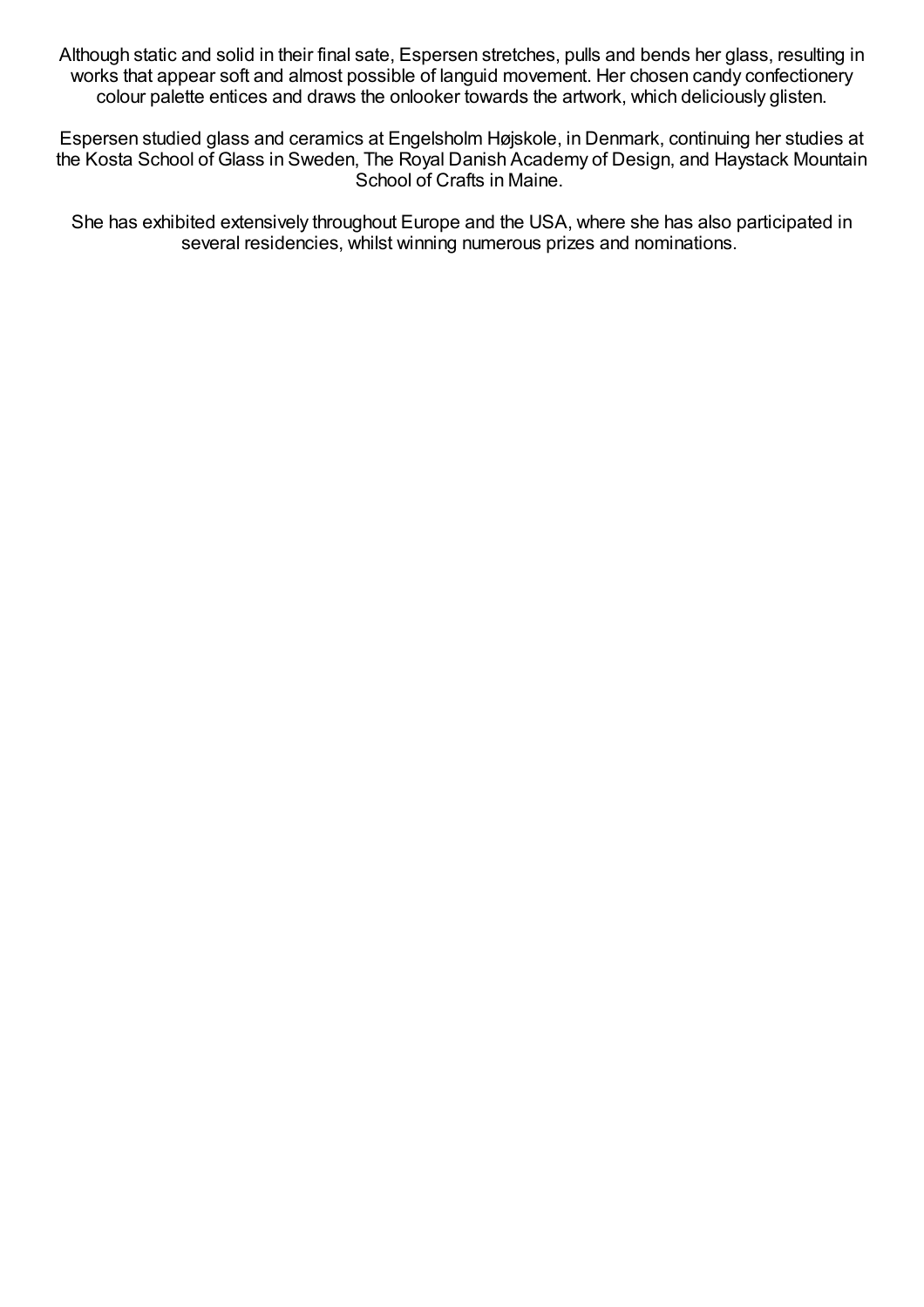Although static and solid in their final sate, Espersen stretches, pulls and bends her glass, resulting in works that appear soft and almost possible of languid movement. Her chosen candy confectionery colour palette entices and draws the onlooker towards the artwork, which deliciously glisten.

Espersen studied glass and ceramics at Engelsholm Højskole, in Denmark, continuing her studies at the Kosta School of Glass in Sweden, The Royal Danish Academy of Design, and Haystack Mountain School of Crafts in Maine.

She has exhibited extensively throughout Europe and the USA, where she has also participated in several residencies, whilst winning numerous prizes and nominations.